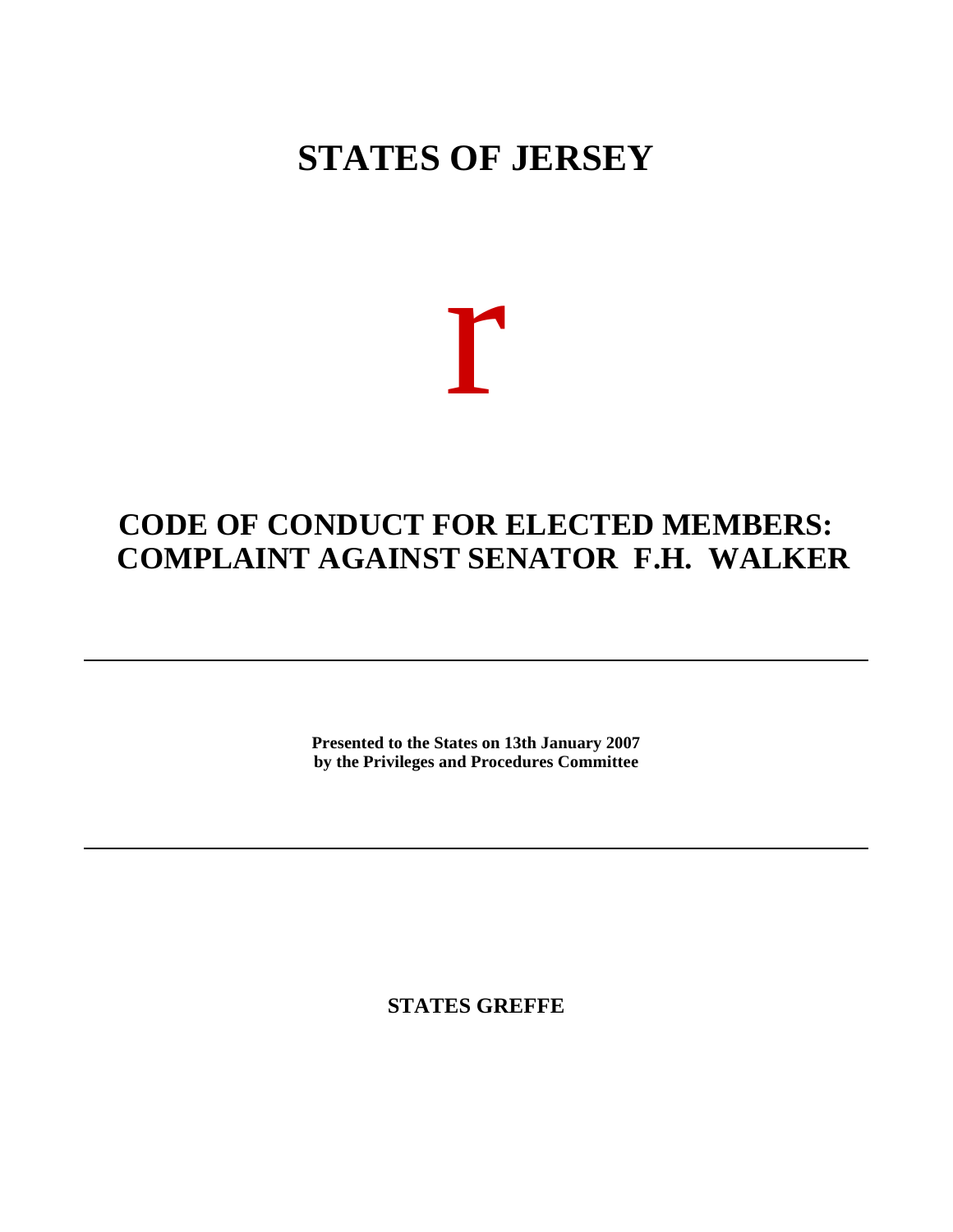# STATES OF JERSEY

r

## CODE OF CONDUCT FOR ELECTED MEMBERS: COMPLAINT AGAINST SENATOR F.H. WALKER

---

**Presented to the States on 13th January 2007**
**by the Privileges and Procedures Committee**

---

**STATES GREFFE**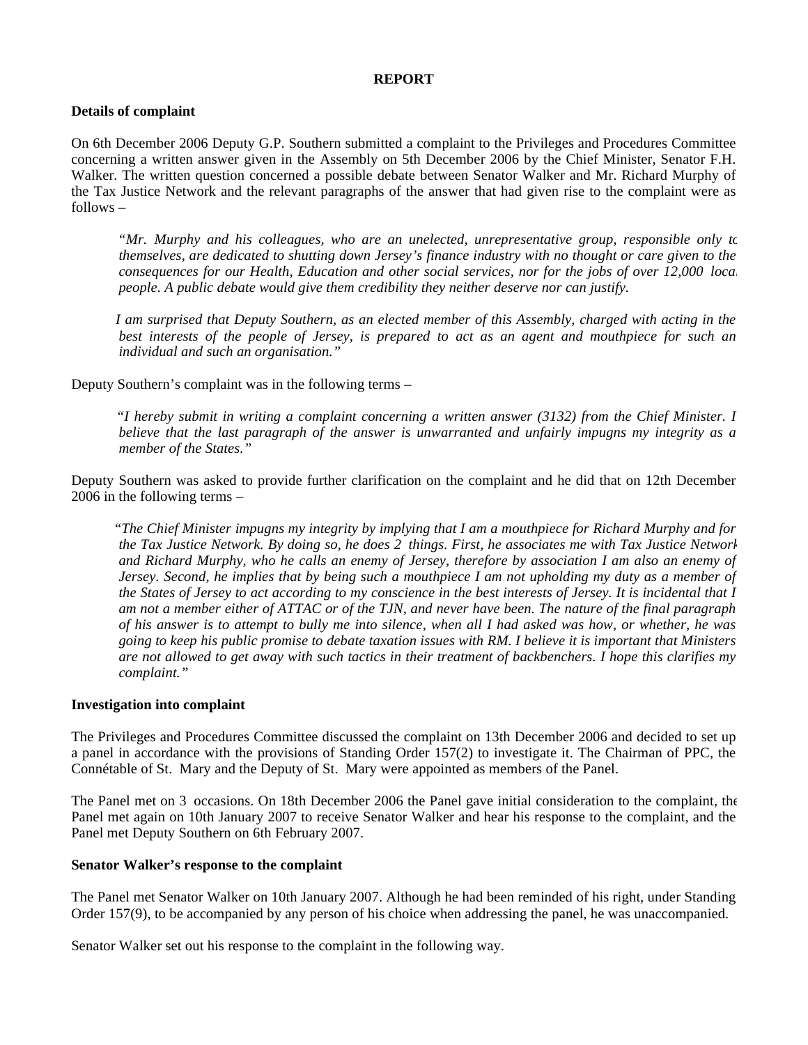# REPORT

**Details of complaint**

On 6th December 2006 Deputy G.P. Southern submitted a complaint to the Privileges and Procedures Committee concerning a written answer given in the Assembly on 5th December 2006 by the Chief Minister, Senator F.H. Walker. The written question concerned a possible debate between Senator Walker and Mr. Richard Murphy of the Tax Justice Network and the relevant paragraphs of the answer that had given rise to the complaint were as follows –

> *"Mr. Murphy and his colleagues, who are an unelected, unrepresentative group, responsible only to themselves, are dedicated to shutting down Jersey's finance industry with no thought or care given to the consequences for our Health, Education and other social services, nor for the jobs of over 12,000 local people. A public debate would give them credibility they neither deserve nor can justify.*
>
> *I am surprised that Deputy Southern, as an elected member of this Assembly, charged with acting in the best interests of the people of Jersey, is prepared to act as an agent and mouthpiece for such an individual and such an organisation."*

Deputy Southern's complaint was in the following terms –

> *"I hereby submit in writing a complaint concerning a written answer (3132) from the Chief Minister. I believe that the last paragraph of the answer is unwarranted and unfairly impugns my integrity as a member of the States."*

Deputy Southern was asked to provide further clarification on the complaint and he did that on 12th December 2006 in the following terms –

> *"The Chief Minister impugns my integrity by implying that I am a mouthpiece for Richard Murphy and for the Tax Justice Network. By doing so, he does 2 things. First, he associates me with Tax Justice Network and Richard Murphy, who he calls an enemy of Jersey, therefore by association I am also an enemy of Jersey. Second, he implies that by being such a mouthpiece I am not upholding my duty as a member of the States of Jersey to act according to my conscience in the best interests of Jersey. It is incidental that I am not a member either of ATTAC or of the TJN, and never have been. The nature of the final paragraph of his answer is to attempt to bully me into silence, when all I had asked was how, or whether, he was going to keep his public promise to debate taxation issues with RM. I believe it is important that Ministers are not allowed to get away with such tactics in their treatment of backbenchers. I hope this clarifies my complaint."*

**Investigation into complaint**

The Privileges and Procedures Committee discussed the complaint on 13th December 2006 and decided to set up a panel in accordance with the provisions of Standing Order 157(2) to investigate it. The Chairman of PPC, the Connétable of St. Mary and the Deputy of St. Mary were appointed as members of the Panel.

The Panel met on 3 occasions. On 18th December 2006 the Panel gave initial consideration to the complaint, the Panel met again on 10th January 2007 to receive Senator Walker and hear his response to the complaint, and the Panel met Deputy Southern on 6th February 2007.

**Senator Walker's response to the complaint**

The Panel met Senator Walker on 10th January 2007. Although he had been reminded of his right, under Standing Order 157(9), to be accompanied by any person of his choice when addressing the panel, he was unaccompanied.

Senator Walker set out his response to the complaint in the following way.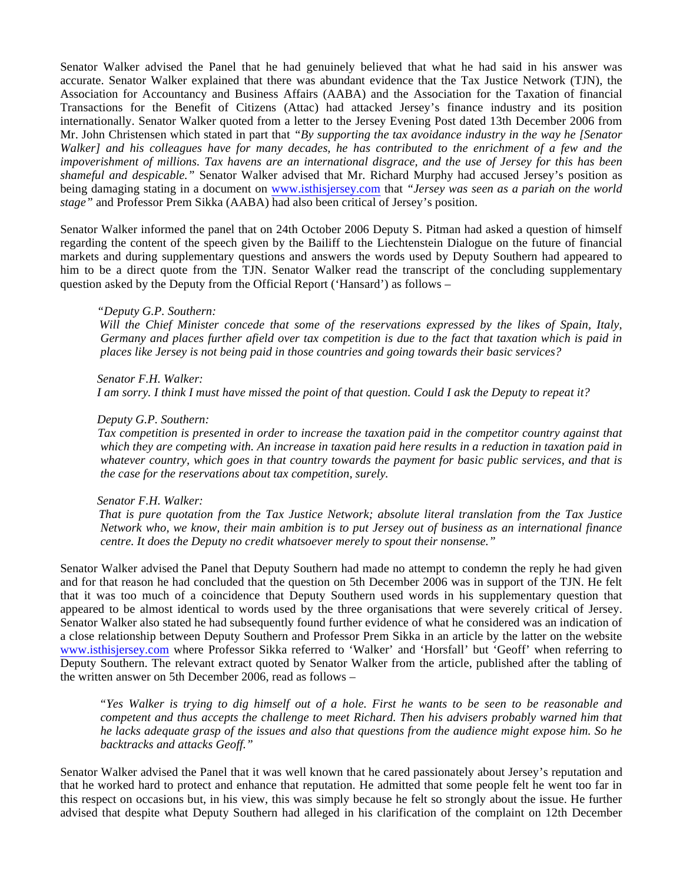Senator Walker advised the Panel that he had genuinely believed that what he had said in his answer was accurate. Senator Walker explained that there was abundant evidence that the Tax Justice Network (TJN), the Association for Accountancy and Business Affairs (AABA) and the Association for the Taxation of financial Transactions for the Benefit of Citizens (Attac) had attacked Jersey's finance industry and its position internationally. Senator Walker quoted from a letter to the Jersey Evening Post dated 13th December 2006 from Mr. John Christensen which stated in part that *"By supporting the tax avoidance industry in the way he [Senator Walker] and his colleagues have for many decades, he has contributed to the enrichment of a few and the impoverishment of millions. Tax havens are an international disgrace, and the use of Jersey for this has been shameful and despicable."* Senator Walker advised that Mr. Richard Murphy had accused Jersey's position as being damaging stating in a document on www.isthisjersey.com that *"Jersey was seen as a pariah on the world stage"* and Professor Prem Sikka (AABA) had also been critical of Jersey's position.

Senator Walker informed the panel that on 24th October 2006 Deputy S. Pitman had asked a question of himself regarding the content of the speech given by the Bailiff to the Liechtenstein Dialogue on the future of financial markets and during supplementary questions and answers the words used by Deputy Southern had appeared to him to be a direct quote from the TJN. Senator Walker read the transcript of the concluding supplementary question asked by the Deputy from the Official Report ('Hansard') as follows –

> *"Deputy G.P. Southern:*
> *Will the Chief Minister concede that some of the reservations expressed by the likes of Spain, Italy, Germany and places further afield over tax competition is due to the fact that taxation which is paid in places like Jersey is not being paid in those countries and going towards their basic services?*
>
> *Senator F.H. Walker:*
> *I am sorry. I think I must have missed the point of that question. Could I ask the Deputy to repeat it?*
>
> *Deputy G.P. Southern:*
> *Tax competition is presented in order to increase the taxation paid in the competitor country against that which they are competing with. An increase in taxation paid here results in a reduction in taxation paid in whatever country, which goes in that country towards the payment for basic public services, and that is the case for the reservations about tax competition, surely.*
>
> *Senator F.H. Walker:*
> *That is pure quotation from the Tax Justice Network; absolute literal translation from the Tax Justice Network who, we know, their main ambition is to put Jersey out of business as an international finance centre. It does the Deputy no credit whatsoever merely to spout their nonsense."*

Senator Walker advised the Panel that Deputy Southern had made no attempt to condemn the reply he had given and for that reason he had concluded that the question on 5th December 2006 was in support of the TJN. He felt that it was too much of a coincidence that Deputy Southern used words in his supplementary question that appeared to be almost identical to words used by the three organisations that were severely critical of Jersey. Senator Walker also stated he had subsequently found further evidence of what he considered was an indication of a close relationship between Deputy Southern and Professor Prem Sikka in an article by the latter on the website www.isthisjersey.com where Professor Sikka referred to 'Walker' and 'Horsfall' but 'Geoff' when referring to Deputy Southern. The relevant extract quoted by Senator Walker from the article, published after the tabling of the written answer on 5th December 2006, read as follows –

> *"Yes Walker is trying to dig himself out of a hole. First he wants to be seen to be reasonable and competent and thus accepts the challenge to meet Richard. Then his advisers probably warned him that he lacks adequate grasp of the issues and also that questions from the audience might expose him. So he backtracks and attacks Geoff."*

Senator Walker advised the Panel that it was well known that he cared passionately about Jersey's reputation and that he worked hard to protect and enhance that reputation. He admitted that some people felt he went too far in this respect on occasions but, in his view, this was simply because he felt so strongly about the issue. He further advised that despite what Deputy Southern had alleged in his clarification of the complaint on 12th December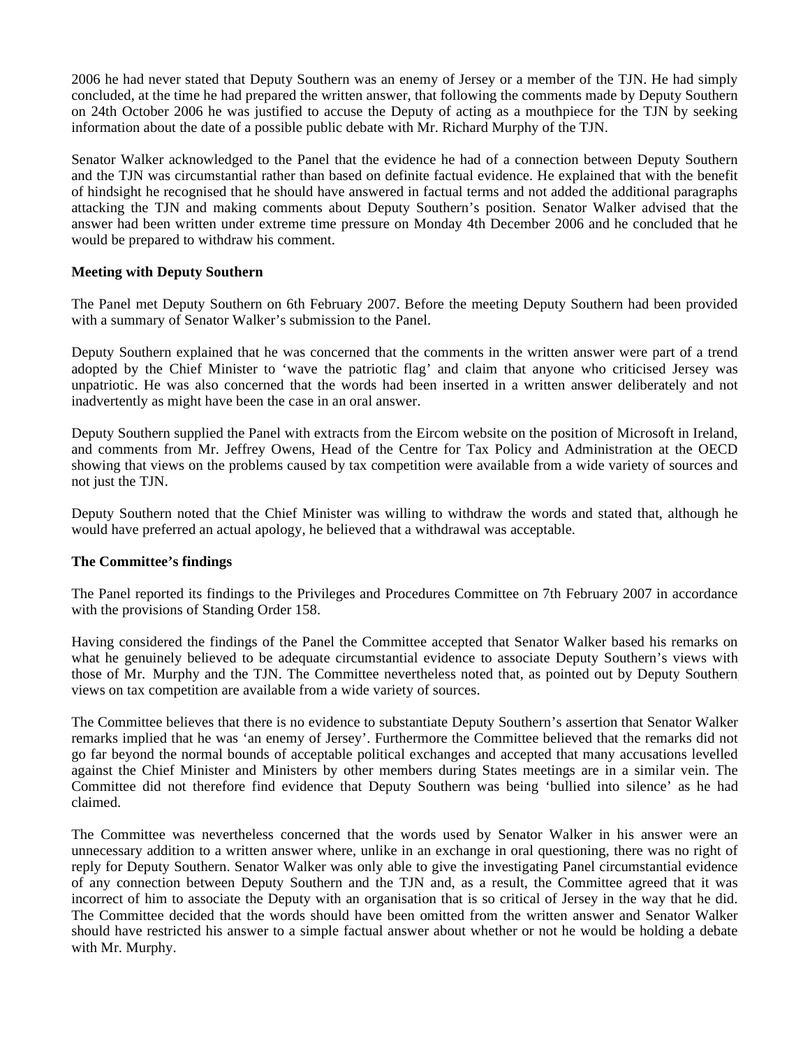2006 he had never stated that Deputy Southern was an enemy of Jersey or a member of the TJN. He had simply concluded, at the time he had prepared the written answer, that following the comments made by Deputy Southern on 24th October 2006 he was justified to accuse the Deputy of acting as a mouthpiece for the TJN by seeking information about the date of a possible public debate with Mr. Richard Murphy of the TJN.

Senator Walker acknowledged to the Panel that the evidence he had of a connection between Deputy Southern and the TJN was circumstantial rather than based on definite factual evidence. He explained that with the benefit of hindsight he recognised that he should have answered in factual terms and not added the additional paragraphs attacking the TJN and making comments about Deputy Southern's position. Senator Walker advised that the answer had been written under extreme time pressure on Monday 4th December 2006 and he concluded that he would be prepared to withdraw his comment.

**Meeting with Deputy Southern**

The Panel met Deputy Southern on 6th February 2007. Before the meeting Deputy Southern had been provided with a summary of Senator Walker's submission to the Panel.

Deputy Southern explained that he was concerned that the comments in the written answer were part of a trend adopted by the Chief Minister to 'wave the patriotic flag' and claim that anyone who criticised Jersey was unpatriotic. He was also concerned that the words had been inserted in a written answer deliberately and not inadvertently as might have been the case in an oral answer.

Deputy Southern supplied the Panel with extracts from the Eircom website on the position of Microsoft in Ireland, and comments from Mr. Jeffrey Owens, Head of the Centre for Tax Policy and Administration at the OECD showing that views on the problems caused by tax competition were available from a wide variety of sources and not just the TJN.

Deputy Southern noted that the Chief Minister was willing to withdraw the words and stated that, although he would have preferred an actual apology, he believed that a withdrawal was acceptable.

**The Committee's findings**

The Panel reported its findings to the Privileges and Procedures Committee on 7th February 2007 in accordance with the provisions of Standing Order 158.

Having considered the findings of the Panel the Committee accepted that Senator Walker based his remarks on what he genuinely believed to be adequate circumstantial evidence to associate Deputy Southern's views with those of Mr. Murphy and the TJN. The Committee nevertheless noted that, as pointed out by Deputy Southern, views on tax competition are available from a wide variety of sources.

The Committee believes that there is no evidence to substantiate Deputy Southern's assertion that Senator Walker remarks implied that he was 'an enemy of Jersey'. Furthermore the Committee believed that the remarks did not go far beyond the normal bounds of acceptable political exchanges and accepted that many accusations levelled against the Chief Minister and Ministers by other members during States meetings are in a similar vein. The Committee did not therefore find evidence that Deputy Southern was being 'bullied into silence' as he had claimed.

The Committee was nevertheless concerned that the words used by Senator Walker in his answer were an unnecessary addition to a written answer where, unlike in an exchange in oral questioning, there was no right of reply for Deputy Southern. Senator Walker was only able to give the investigating Panel circumstantial evidence of any connection between Deputy Southern and the TJN and, as a result, the Committee agreed that it was incorrect of him to associate the Deputy with an organisation that is so critical of Jersey in the way that he did. The Committee decided that the words should have been omitted from the written answer and Senator Walker should have restricted his answer to a simple factual answer about whether or not he would be holding a debate with Mr. Murphy.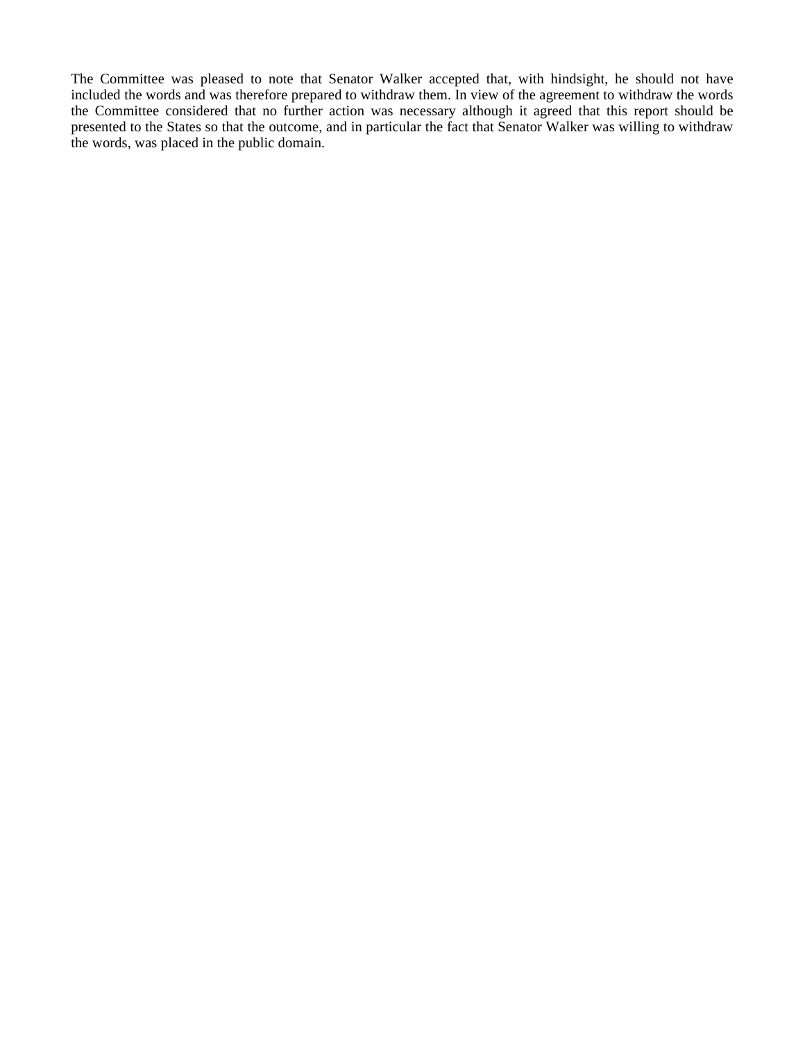The Committee was pleased to note that Senator Walker accepted that, with hindsight, he should not have included the words and was therefore prepared to withdraw them. In view of the agreement to withdraw the words the Committee considered that no further action was necessary although it agreed that this report should be presented to the States so that the outcome, and in particular the fact that Senator Walker was willing to withdraw the words, was placed in the public domain.